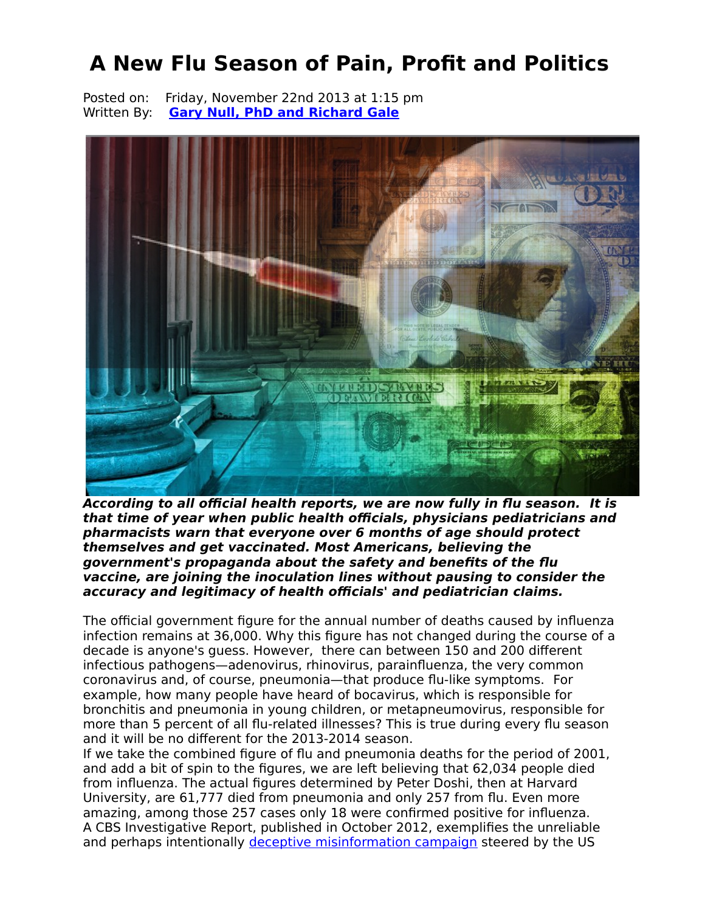# A New Flu Season of Pain, Profit and Politics

Posted on: Friday, November 22nd 2013 at 1:15 pm
Written By: **Gary Null, PhD and Richard Gale**

***According to all official health reports, we are now fully in flu season. It is that time of year when public health officials, physicians pediatricians and pharmacists warn that everyone over 6 months of age should protect themselves and get vaccinated. Most Americans, believing the government's propaganda about the safety and benefits of the flu vaccine, are joining the inoculation lines without pausing to consider the accuracy and legitimacy of health officials' and pediatrician claims.***

The official government figure for the annual number of deaths caused by influenza infection remains at 36,000. Why this figure has not changed during the course of a decade is anyone's guess. However, there can between 150 and 200 different infectious pathogens—adenovirus, rhinovirus, parainfluenza, the very common coronavirus and, of course, pneumonia—that produce flu-like symptoms. For example, how many people have heard of bocavirus, which is responsible for bronchitis and pneumonia in young children, or metapneumovirus, responsible for more than 5 percent of all flu-related illnesses? This is true during every flu season and it will be no different for the 2013-2014 season.

If we take the combined figure of flu and pneumonia deaths for the period of 2001, and add a bit of spin to the figures, we are left believing that 62,034 people died from influenza. The actual figures determined by Peter Doshi, then at Harvard University, are 61,777 died from pneumonia and only 257 from flu. Even more amazing, among those 257 cases only 18 were confirmed positive for influenza.

A CBS Investigative Report, published in October 2012, exemplifies the unreliable and perhaps intentionally deceptive misinformation campaign steered by the US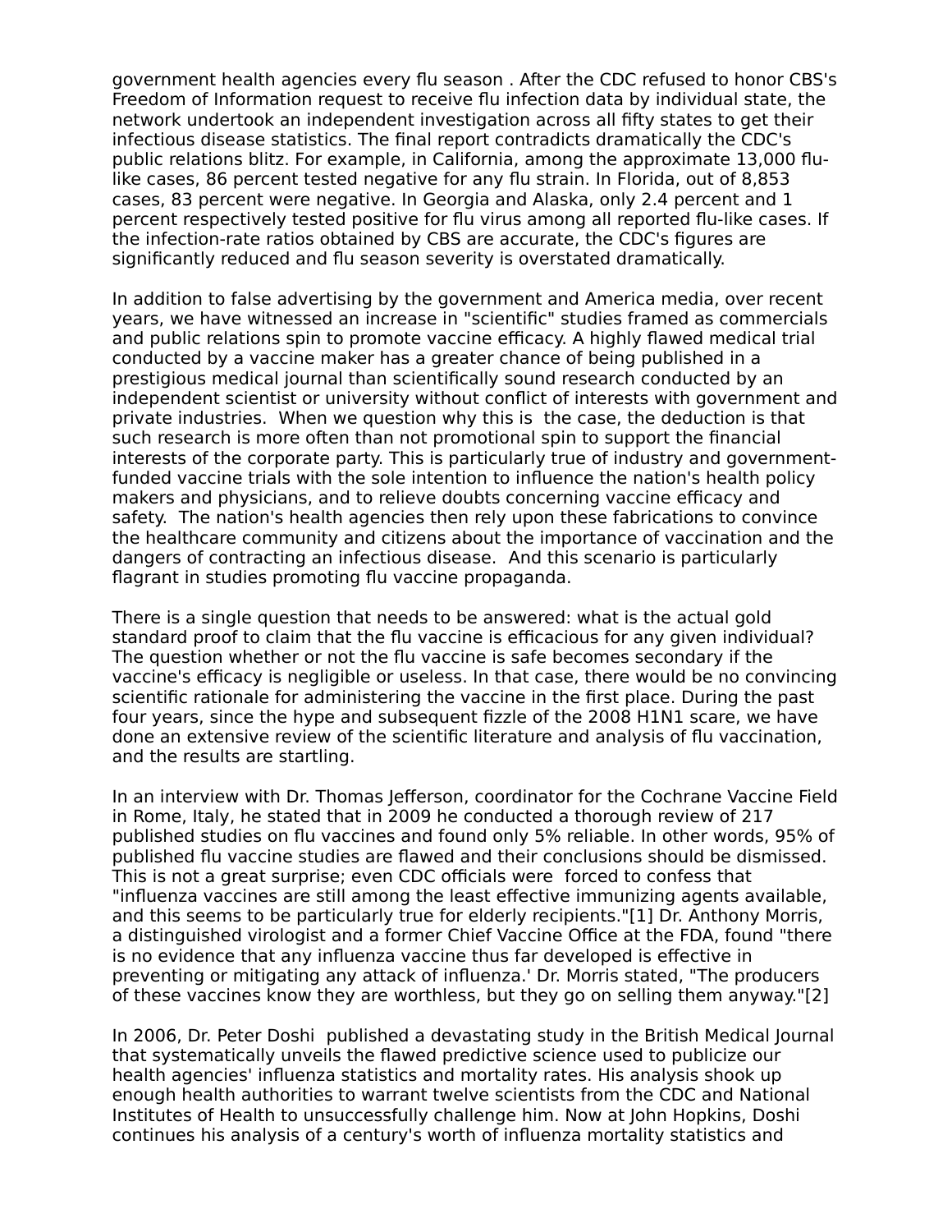government health agencies every flu season . After the CDC refused to honor CBS's Freedom of Information request to receive flu infection data by individual state, the network undertook an independent investigation across all fifty states to get their infectious disease statistics. The final report contradicts dramatically the CDC's public relations blitz. For example, in California, among the approximate 13,000 flu-like cases, 86 percent tested negative for any flu strain. In Florida, out of 8,853 cases, 83 percent were negative. In Georgia and Alaska, only 2.4 percent and 1 percent respectively tested positive for flu virus among all reported flu-like cases. If the infection-rate ratios obtained by CBS are accurate, the CDC's figures are significantly reduced and flu season severity is overstated dramatically.

In addition to false advertising by the government and America media, over recent years, we have witnessed an increase in "scientific" studies framed as commercials and public relations spin to promote vaccine efficacy. A highly flawed medical trial conducted by a vaccine maker has a greater chance of being published in a prestigious medical journal than scientifically sound research conducted by an independent scientist or university without conflict of interests with government and private industries. When we question why this is the case, the deduction is that such research is more often than not promotional spin to support the financial interests of the corporate party. This is particularly true of industry and government-funded vaccine trials with the sole intention to influence the nation's health policy makers and physicians, and to relieve doubts concerning vaccine efficacy and safety. The nation's health agencies then rely upon these fabrications to convince the healthcare community and citizens about the importance of vaccination and the dangers of contracting an infectious disease. And this scenario is particularly flagrant in studies promoting flu vaccine propaganda.

There is a single question that needs to be answered: what is the actual gold standard proof to claim that the flu vaccine is efficacious for any given individual? The question whether or not the flu vaccine is safe becomes secondary if the vaccine's efficacy is negligible or useless. In that case, there would be no convincing scientific rationale for administering the vaccine in the first place. During the past four years, since the hype and subsequent fizzle of the 2008 H1N1 scare, we have done an extensive review of the scientific literature and analysis of flu vaccination, and the results are startling.

In an interview with Dr. Thomas Jefferson, coordinator for the Cochrane Vaccine Field in Rome, Italy, he stated that in 2009 he conducted a thorough review of 217 published studies on flu vaccines and found only 5% reliable. In other words, 95% of published flu vaccine studies are flawed and their conclusions should be dismissed. This is not a great surprise; even CDC officials were forced to confess that "influenza vaccines are still among the least effective immunizing agents available, and this seems to be particularly true for elderly recipients."[1] Dr. Anthony Morris, a distinguished virologist and a former Chief Vaccine Office at the FDA, found "there is no evidence that any influenza vaccine thus far developed is effective in preventing or mitigating any attack of influenza.' Dr. Morris stated, "The producers of these vaccines know they are worthless, but they go on selling them anyway."[2]

In 2006, Dr. Peter Doshi published a devastating study in the British Medical Journal that systematically unveils the flawed predictive science used to publicize our health agencies' influenza statistics and mortality rates. His analysis shook up enough health authorities to warrant twelve scientists from the CDC and National Institutes of Health to unsuccessfully challenge him. Now at John Hopkins, Doshi continues his analysis of a century's worth of influenza mortality statistics and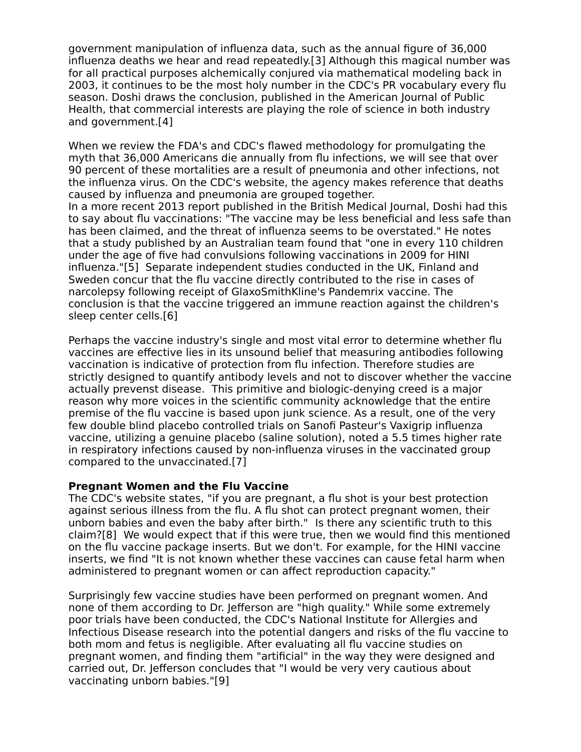government manipulation of influenza data, such as the annual figure of 36,000 influenza deaths we hear and read repeatedly.[3] Although this magical number was for all practical purposes alchemically conjured via mathematical modeling back in 2003, it continues to be the most holy number in the CDC's PR vocabulary every flu season. Doshi draws the conclusion, published in the American Journal of Public Health, that commercial interests are playing the role of science in both industry and government.[4]

When we review the FDA's and CDC's flawed methodology for promulgating the myth that 36,000 Americans die annually from flu infections, we will see that over 90 percent of these mortalities are a result of pneumonia and other infections, not the influenza virus. On the CDC's website, the agency makes reference that deaths caused by influenza and pneumonia are grouped together.
In a more recent 2013 report published in the British Medical Journal, Doshi had this to say about flu vaccinations: "The vaccine may be less beneficial and less safe than has been claimed, and the threat of influenza seems to be overstated." He notes that a study published by an Australian team found that "one in every 110 children under the age of five had convulsions following vaccinations in 2009 for HINI influenza."[5] Separate independent studies conducted in the UK, Finland and Sweden concur that the flu vaccine directly contributed to the rise in cases of narcolepsy following receipt of GlaxoSmithKline's Pandemrix vaccine. The conclusion is that the vaccine triggered an immune reaction against the children's sleep center cells.[6]

Perhaps the vaccine industry's single and most vital error to determine whether flu vaccines are effective lies in its unsound belief that measuring antibodies following vaccination is indicative of protection from flu infection. Therefore studies are strictly designed to quantify antibody levels and not to discover whether the vaccine actually prevenst disease. This primitive and biologic-denying creed is a major reason why more voices in the scientific community acknowledge that the entire premise of the flu vaccine is based upon junk science. As a result, one of the very few double blind placebo controlled trials on Sanofi Pasteur's Vaxigrip influenza vaccine, utilizing a genuine placebo (saline solution), noted a 5.5 times higher rate in respiratory infections caused by non-influenza viruses in the vaccinated group compared to the unvaccinated.[7]

**Pregnant Women and the Flu Vaccine**
The CDC's website states, "if you are pregnant, a flu shot is your best protection against serious illness from the flu. A flu shot can protect pregnant women, their unborn babies and even the baby after birth." Is there any scientific truth to this claim?[8] We would expect that if this were true, then we would find this mentioned on the flu vaccine package inserts. But we don't. For example, for the HINI vaccine inserts, we find "It is not known whether these vaccines can cause fetal harm when administered to pregnant women or can affect reproduction capacity."

Surprisingly few vaccine studies have been performed on pregnant women. And none of them according to Dr. Jefferson are "high quality." While some extremely poor trials have been conducted, the CDC's National Institute for Allergies and Infectious Disease research into the potential dangers and risks of the flu vaccine to both mom and fetus is negligible. After evaluating all flu vaccine studies on pregnant women, and finding them "artificial" in the way they were designed and carried out, Dr. Jefferson concludes that "I would be very very cautious about vaccinating unborn babies."[9]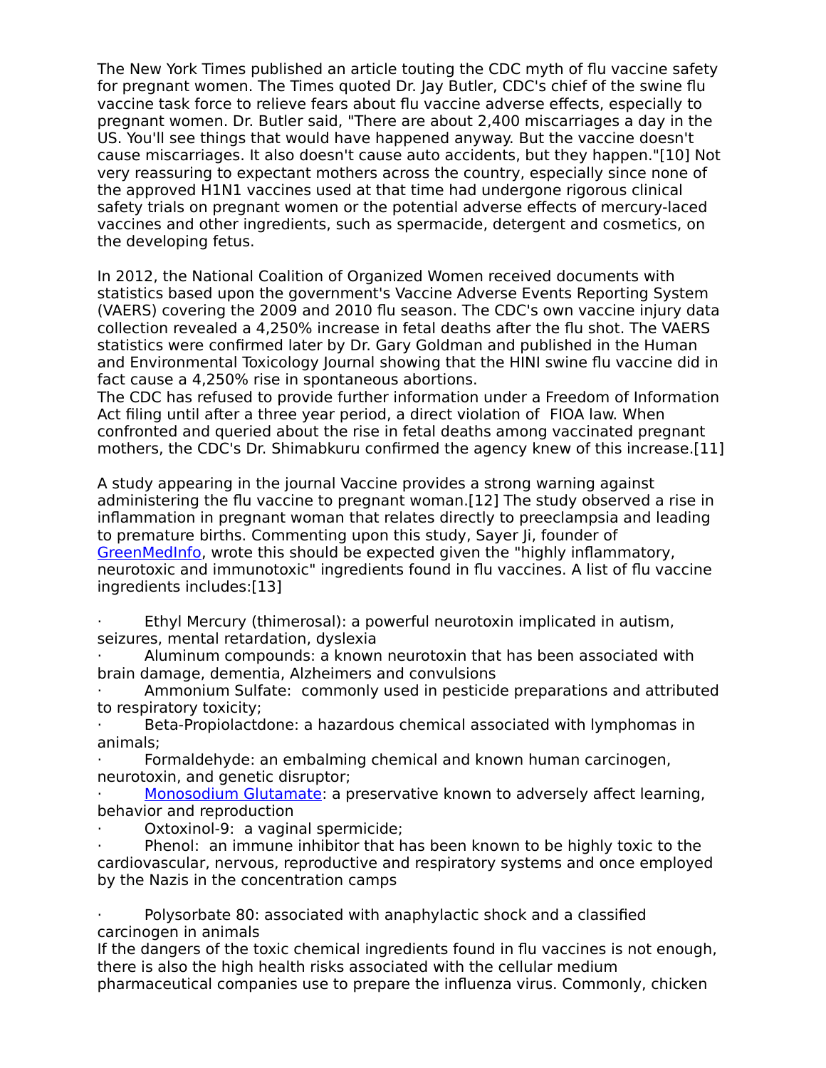The New York Times published an article touting the CDC myth of flu vaccine safety for pregnant women. The Times quoted Dr. Jay Butler, CDC's chief of the swine flu vaccine task force to relieve fears about flu vaccine adverse effects, especially to pregnant women. Dr. Butler said, "There are about 2,400 miscarriages a day in the US. You'll see things that would have happened anyway. But the vaccine doesn't cause miscarriages. It also doesn't cause auto accidents, but they happen."[10] Not very reassuring to expectant mothers across the country, especially since none of the approved H1N1 vaccines used at that time had undergone rigorous clinical safety trials on pregnant women or the potential adverse effects of mercury-laced vaccines and other ingredients, such as spermacide, detergent and cosmetics, on the developing fetus.

In 2012, the National Coalition of Organized Women received documents with statistics based upon the government's Vaccine Adverse Events Reporting System (VAERS) covering the 2009 and 2010 flu season. The CDC's own vaccine injury data collection revealed a 4,250% increase in fetal deaths after the flu shot. The VAERS statistics were confirmed later by Dr. Gary Goldman and published in the Human and Environmental Toxicology Journal showing that the HINI swine flu vaccine did in fact cause a 4,250% rise in spontaneous abortions.
The CDC has refused to provide further information under a Freedom of Information Act filing until after a three year period, a direct violation of FIOA law. When confronted and queried about the rise in fetal deaths among vaccinated pregnant mothers, the CDC's Dr. Shimabkuru confirmed the agency knew of this increase.[11]

A study appearing in the journal Vaccine provides a strong warning against administering the flu vaccine to pregnant woman.[12] The study observed a rise in inflammation in pregnant woman that relates directly to preeclampsia and leading to premature births. Commenting upon this study, Sayer Ji, founder of GreenMedInfo, wrote this should be expected given the "highly inflammatory, neurotoxic and immunotoxic" ingredients found in flu vaccines. A list of flu vaccine ingredients includes:[13]

- Ethyl Mercury (thimerosal): a powerful neurotoxin implicated in autism, seizures, mental retardation, dyslexia
- Aluminum compounds: a known neurotoxin that has been associated with brain damage, dementia, Alzheimers and convulsions
- Ammonium Sulfate: commonly used in pesticide preparations and attributed to respiratory toxicity;
- Beta-Propiolactdone: a hazardous chemical associated with lymphomas in animals;
- Formaldehyde: an embalming chemical and known human carcinogen, neurotoxin, and genetic disruptor;
- Monosodium Glutamate: a preservative known to adversely affect learning, behavior and reproduction
- Oxtoxinol-9: a vaginal spermicide;
- Phenol: an immune inhibitor that has been known to be highly toxic to the cardiovascular, nervous, reproductive and respiratory systems and once employed by the Nazis in the concentration camps
- Polysorbate 80: associated with anaphylactic shock and a classified carcinogen in animals

If the dangers of the toxic chemical ingredients found in flu vaccines is not enough, there is also the high health risks associated with the cellular medium pharmaceutical companies use to prepare the influenza virus. Commonly, chicken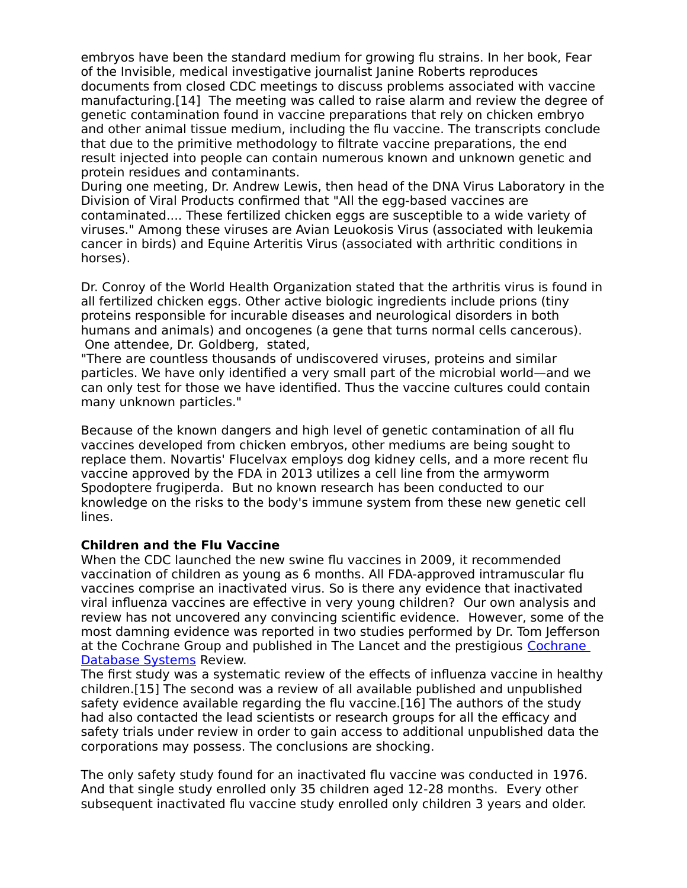embryos have been the standard medium for growing flu strains. In her book, Fear of the Invisible, medical investigative journalist Janine Roberts reproduces documents from closed CDC meetings to discuss problems associated with vaccine manufacturing.[14] The meeting was called to raise alarm and review the degree of genetic contamination found in vaccine preparations that rely on chicken embryo and other animal tissue medium, including the flu vaccine. The transcripts conclude that due to the primitive methodology to filtrate vaccine preparations, the end result injected into people can contain numerous known and unknown genetic and protein residues and contaminants.

During one meeting, Dr. Andrew Lewis, then head of the DNA Virus Laboratory in the Division of Viral Products confirmed that "All the egg-based vaccines are contaminated.... These fertilized chicken eggs are susceptible to a wide variety of viruses." Among these viruses are Avian Leuokosis Virus (associated with leukemia cancer in birds) and Equine Arteritis Virus (associated with arthritic conditions in horses).

Dr. Conroy of the World Health Organization stated that the arthritis virus is found in all fertilized chicken eggs. Other active biologic ingredients include prions (tiny proteins responsible for incurable diseases and neurological disorders in both humans and animals) and oncogenes (a gene that turns normal cells cancerous). One attendee, Dr. Goldberg, stated,

"There are countless thousands of undiscovered viruses, proteins and similar particles. We have only identified a very small part of the microbial world—and we can only test for those we have identified. Thus the vaccine cultures could contain many unknown particles."

Because of the known dangers and high level of genetic contamination of all flu vaccines developed from chicken embryos, other mediums are being sought to replace them. Novartis' Flucelvax employs dog kidney cells, and a more recent flu vaccine approved by the FDA in 2013 utilizes a cell line from the armyworm Spodoptere frugiperda. But no known research has been conducted to our knowledge on the risks to the body's immune system from these new genetic cell lines.

**Children and the Flu Vaccine**

When the CDC launched the new swine flu vaccines in 2009, it recommended vaccination of children as young as 6 months. All FDA-approved intramuscular flu vaccines comprise an inactivated virus. So is there any evidence that inactivated viral influenza vaccines are effective in very young children? Our own analysis and review has not uncovered any convincing scientific evidence. However, some of the most damning evidence was reported in two studies performed by Dr. Tom Jefferson at the Cochrane Group and published in The Lancet and the prestigious Cochrane Database Systems Review.

The first study was a systematic review of the effects of influenza vaccine in healthy children.[15] The second was a review of all available published and unpublished safety evidence available regarding the flu vaccine.[16] The authors of the study had also contacted the lead scientists or research groups for all the efficacy and safety trials under review in order to gain access to additional unpublished data the corporations may possess. The conclusions are shocking.

The only safety study found for an inactivated flu vaccine was conducted in 1976. And that single study enrolled only 35 children aged 12-28 months. Every other subsequent inactivated flu vaccine study enrolled only children 3 years and older.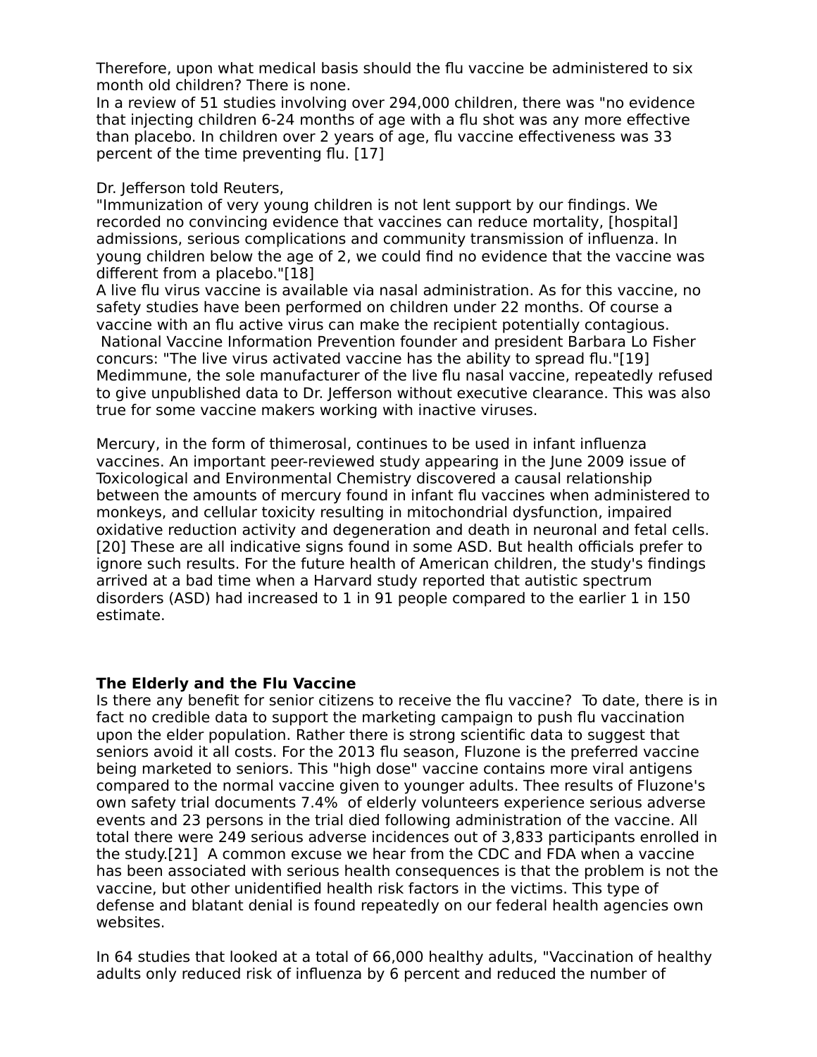Therefore, upon what medical basis should the flu vaccine be administered to six month old children? There is none.
In a review of 51 studies involving over 294,000 children, there was "no evidence that injecting children 6-24 months of age with a flu shot was any more effective than placebo. In children over 2 years of age, flu vaccine effectiveness was 33 percent of the time preventing flu. [17]

Dr. Jefferson told Reuters,
"Immunization of very young children is not lent support by our findings. We recorded no convincing evidence that vaccines can reduce mortality, [hospital] admissions, serious complications and community transmission of influenza. In young children below the age of 2, we could find no evidence that the vaccine was different from a placebo."[18]
A live flu virus vaccine is available via nasal administration. As for this vaccine, no safety studies have been performed on children under 22 months. Of course a vaccine with an flu active virus can make the recipient potentially contagious. National Vaccine Information Prevention founder and president Barbara Lo Fisher concurs: "The live virus activated vaccine has the ability to spread flu."[19] Medimmune, the sole manufacturer of the live flu nasal vaccine, repeatedly refused to give unpublished data to Dr. Jefferson without executive clearance. This was also true for some vaccine makers working with inactive viruses.

Mercury, in the form of thimerosal, continues to be used in infant influenza vaccines. An important peer-reviewed study appearing in the June 2009 issue of Toxicological and Environmental Chemistry discovered a causal relationship between the amounts of mercury found in infant flu vaccines when administered to monkeys, and cellular toxicity resulting in mitochondrial dysfunction, impaired oxidative reduction activity and degeneration and death in neuronal and fetal cells. [20] These are all indicative signs found in some ASD. But health officials prefer to ignore such results. For the future health of American children, the study's findings arrived at a bad time when a Harvard study reported that autistic spectrum disorders (ASD) had increased to 1 in 91 people compared to the earlier 1 in 150 estimate.

**The Elderly and the Flu Vaccine**
Is there any benefit for senior citizens to receive the flu vaccine? To date, there is in fact no credible data to support the marketing campaign to push flu vaccination upon the elder population. Rather there is strong scientific data to suggest that seniors avoid it all costs. For the 2013 flu season, Fluzone is the preferred vaccine being marketed to seniors. This "high dose" vaccine contains more viral antigens compared to the normal vaccine given to younger adults. Thee results of Fluzone's own safety trial documents 7.4% of elderly volunteers experience serious adverse events and 23 persons in the trial died following administration of the vaccine. All total there were 249 serious adverse incidences out of 3,833 participants enrolled in the study.[21] A common excuse we hear from the CDC and FDA when a vaccine has been associated with serious health consequences is that the problem is not the vaccine, but other unidentified health risk factors in the victims. This type of defense and blatant denial is found repeatedly on our federal health agencies own websites.

In 64 studies that looked at a total of 66,000 healthy adults, "Vaccination of healthy adults only reduced risk of influenza by 6 percent and reduced the number of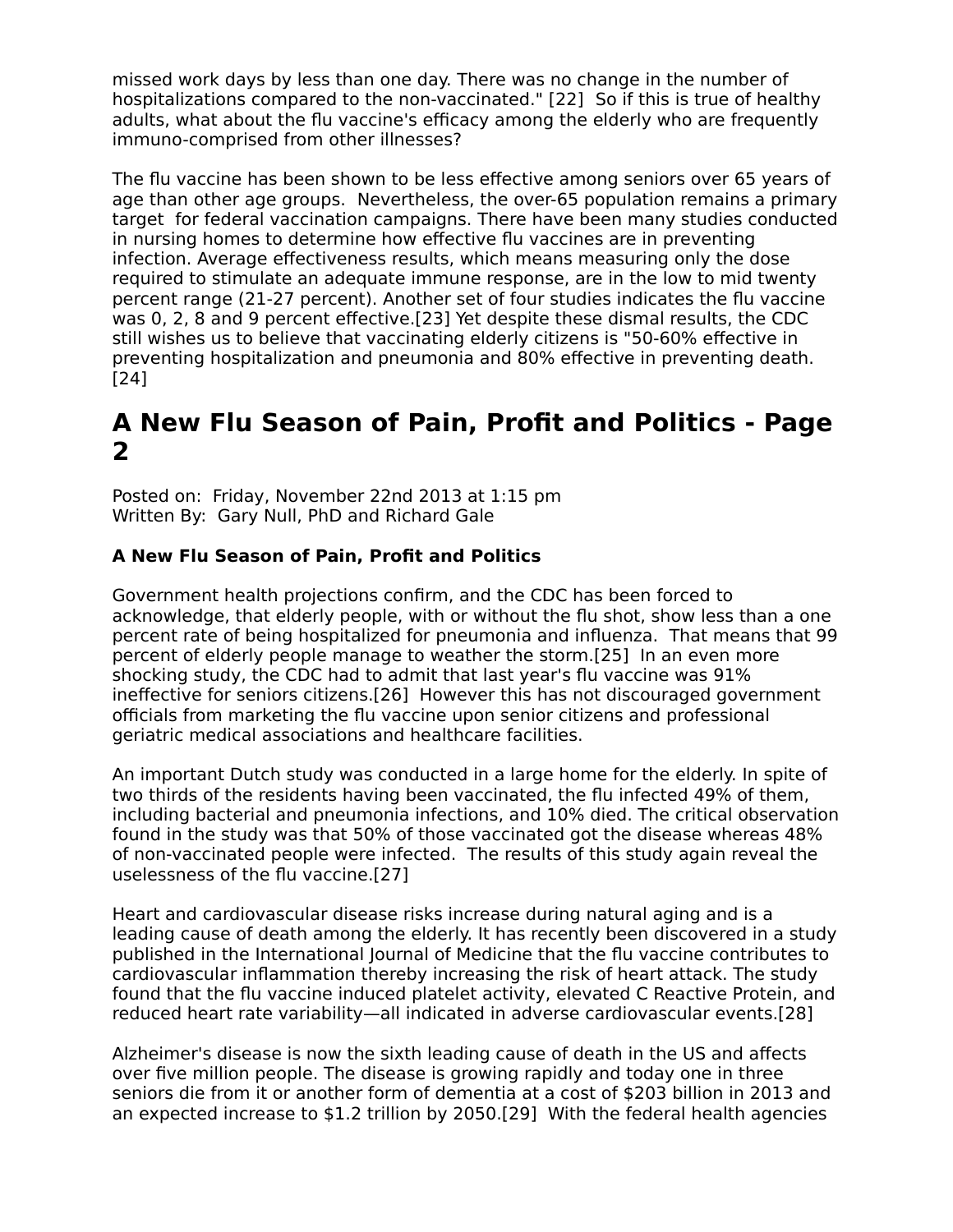missed work days by less than one day. There was no change in the number of hospitalizations compared to the non-vaccinated." [22] So if this is true of healthy adults, what about the flu vaccine's efficacy among the elderly who are frequently immuno-comprised from other illnesses?

The flu vaccine has been shown to be less effective among seniors over 65 years of age than other age groups. Nevertheless, the over-65 population remains a primary target for federal vaccination campaigns. There have been many studies conducted in nursing homes to determine how effective flu vaccines are in preventing infection. Average effectiveness results, which means measuring only the dose required to stimulate an adequate immune response, are in the low to mid twenty percent range (21-27 percent). Another set of four studies indicates the flu vaccine was 0, 2, 8 and 9 percent effective.[23] Yet despite these dismal results, the CDC still wishes us to believe that vaccinating elderly citizens is "50-60% effective in preventing hospitalization and pneumonia and 80% effective in preventing death. [24]

## A New Flu Season of Pain, Profit and Politics - Page 2

Posted on: Friday, November 22nd 2013 at 1:15 pm
Written By: Gary Null, PhD and Richard Gale

**A New Flu Season of Pain, Profit and Politics**

Government health projections confirm, and the CDC has been forced to acknowledge, that elderly people, with or without the flu shot, show less than a one percent rate of being hospitalized for pneumonia and influenza. That means that 99 percent of elderly people manage to weather the storm.[25] In an even more shocking study, the CDC had to admit that last year's flu vaccine was 91% ineffective for seniors citizens.[26] However this has not discouraged government officials from marketing the flu vaccine upon senior citizens and professional geriatric medical associations and healthcare facilities.

An important Dutch study was conducted in a large home for the elderly. In spite of two thirds of the residents having been vaccinated, the flu infected 49% of them, including bacterial and pneumonia infections, and 10% died. The critical observation found in the study was that 50% of those vaccinated got the disease whereas 48% of non-vaccinated people were infected. The results of this study again reveal the uselessness of the flu vaccine.[27]

Heart and cardiovascular disease risks increase during natural aging and is a leading cause of death among the elderly. It has recently been discovered in a study published in the International Journal of Medicine that the flu vaccine contributes to cardiovascular inflammation thereby increasing the risk of heart attack. The study found that the flu vaccine induced platelet activity, elevated C Reactive Protein, and reduced heart rate variability—all indicated in adverse cardiovascular events.[28]

Alzheimer's disease is now the sixth leading cause of death in the US and affects over five million people. The disease is growing rapidly and today one in three seniors die from it or another form of dementia at a cost of $203 billion in 2013 and an expected increase to $1.2 trillion by 2050.[29] With the federal health agencies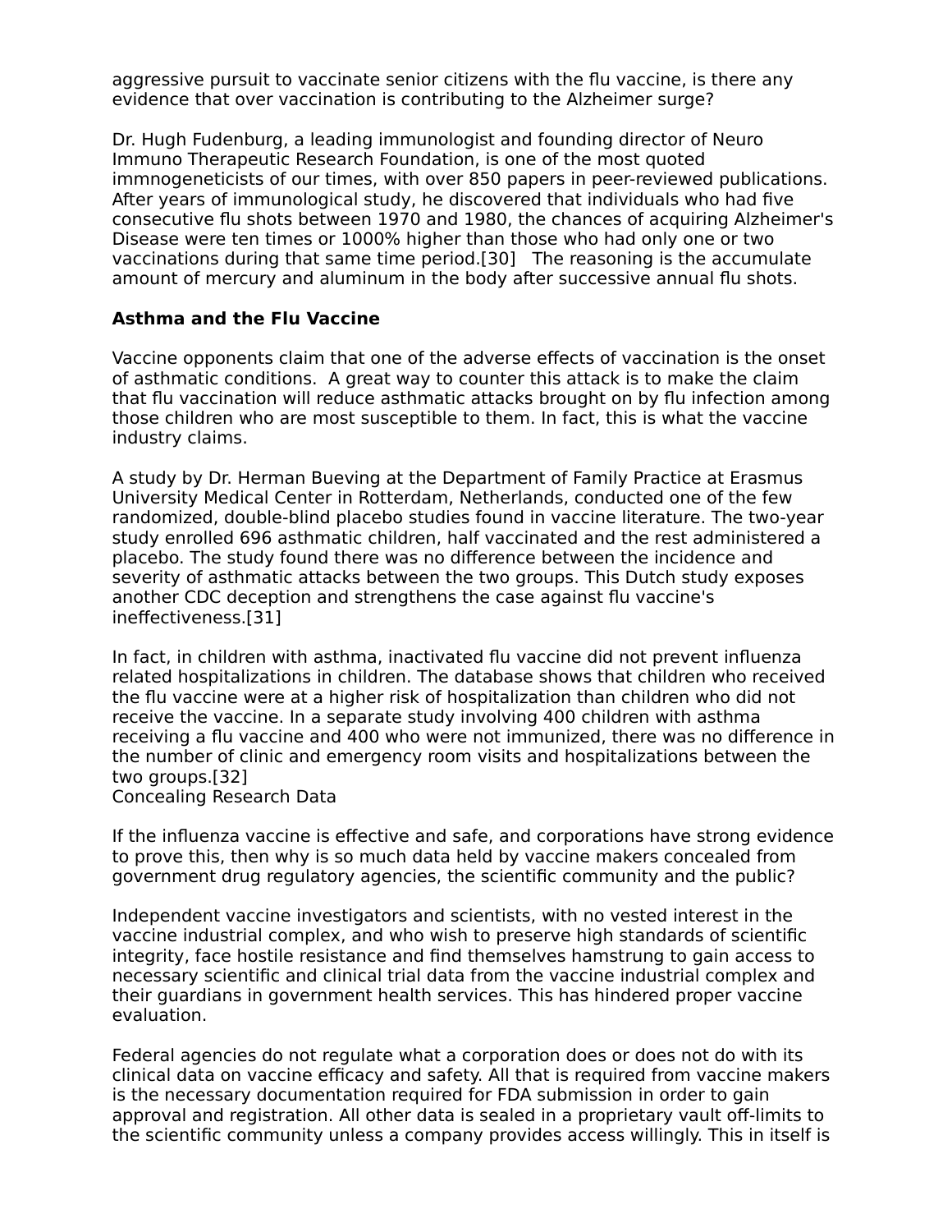aggressive pursuit to vaccinate senior citizens with the flu vaccine, is there any evidence that over vaccination is contributing to the Alzheimer surge?

Dr. Hugh Fudenburg, a leading immunologist and founding director of Neuro Immuno Therapeutic Research Foundation, is one of the most quoted immnogeneticists of our times, with over 850 papers in peer-reviewed publications. After years of immunological study, he discovered that individuals who had five consecutive flu shots between 1970 and 1980, the chances of acquiring Alzheimer's Disease were ten times or 1000% higher than those who had only one or two vaccinations during that same time period.[30] The reasoning is the accumulate amount of mercury and aluminum in the body after successive annual flu shots.

**Asthma and the Flu Vaccine**

Vaccine opponents claim that one of the adverse effects of vaccination is the onset of asthmatic conditions. A great way to counter this attack is to make the claim that flu vaccination will reduce asthmatic attacks brought on by flu infection among those children who are most susceptible to them. In fact, this is what the vaccine industry claims.

A study by Dr. Herman Bueving at the Department of Family Practice at Erasmus University Medical Center in Rotterdam, Netherlands, conducted one of the few randomized, double-blind placebo studies found in vaccine literature. The two-year study enrolled 696 asthmatic children, half vaccinated and the rest administered a placebo. The study found there was no difference between the incidence and severity of asthmatic attacks between the two groups. This Dutch study exposes another CDC deception and strengthens the case against flu vaccine's ineffectiveness.[31]

In fact, in children with asthma, inactivated flu vaccine did not prevent influenza related hospitalizations in children. The database shows that children who received the flu vaccine were at a higher risk of hospitalization than children who did not receive the vaccine. In a separate study involving 400 children with asthma receiving a flu vaccine and 400 who were not immunized, there was no difference in the number of clinic and emergency room visits and hospitalizations between the two groups.[32]

Concealing Research Data

If the influenza vaccine is effective and safe, and corporations have strong evidence to prove this, then why is so much data held by vaccine makers concealed from government drug regulatory agencies, the scientific community and the public?

Independent vaccine investigators and scientists, with no vested interest in the vaccine industrial complex, and who wish to preserve high standards of scientific integrity, face hostile resistance and find themselves hamstrung to gain access to necessary scientific and clinical trial data from the vaccine industrial complex and their guardians in government health services. This has hindered proper vaccine evaluation.

Federal agencies do not regulate what a corporation does or does not do with its clinical data on vaccine efficacy and safety. All that is required from vaccine makers is the necessary documentation required for FDA submission in order to gain approval and registration. All other data is sealed in a proprietary vault off-limits to the scientific community unless a company provides access willingly. This in itself is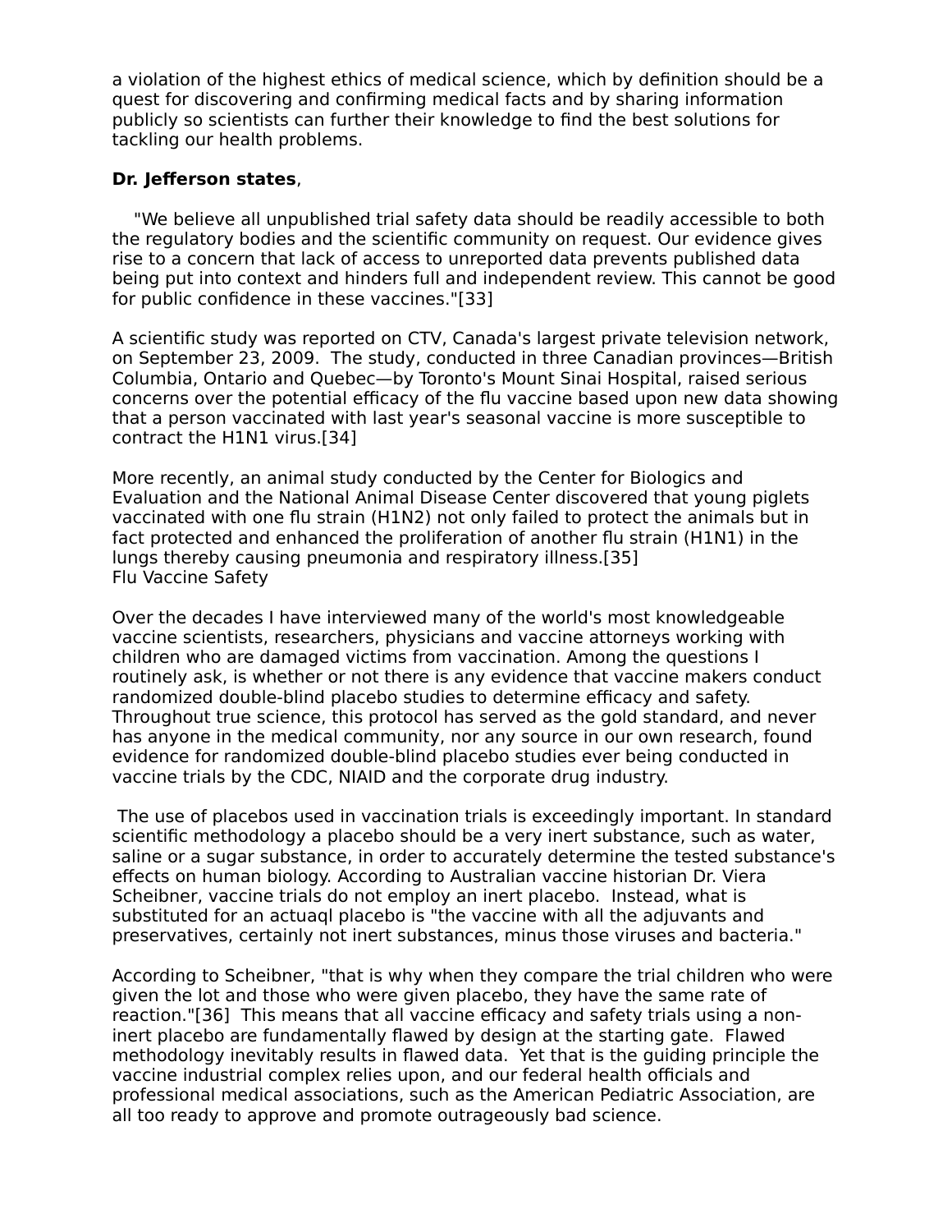a violation of the highest ethics of medical science, which by definition should be a quest for discovering and confirming medical facts and by sharing information publicly so scientists can further their knowledge to find the best solutions for tackling our health problems.

**Dr. Jefferson states**,

"We believe all unpublished trial safety data should be readily accessible to both the regulatory bodies and the scientific community on request. Our evidence gives rise to a concern that lack of access to unreported data prevents published data being put into context and hinders full and independent review. This cannot be good for public confidence in these vaccines."[33]

A scientific study was reported on CTV, Canada's largest private television network, on September 23, 2009. The study, conducted in three Canadian provinces—British Columbia, Ontario and Quebec—by Toronto's Mount Sinai Hospital, raised serious concerns over the potential efficacy of the flu vaccine based upon new data showing that a person vaccinated with last year's seasonal vaccine is more susceptible to contract the H1N1 virus.[34]

More recently, an animal study conducted by the Center for Biologics and Evaluation and the National Animal Disease Center discovered that young piglets vaccinated with one flu strain (H1N2) not only failed to protect the animals but in fact protected and enhanced the proliferation of another flu strain (H1N1) in the lungs thereby causing pneumonia and respiratory illness.[35]

Flu Vaccine Safety

Over the decades I have interviewed many of the world's most knowledgeable vaccine scientists, researchers, physicians and vaccine attorneys working with children who are damaged victims from vaccination. Among the questions I routinely ask, is whether or not there is any evidence that vaccine makers conduct randomized double-blind placebo studies to determine efficacy and safety. Throughout true science, this protocol has served as the gold standard, and never has anyone in the medical community, nor any source in our own research, found evidence for randomized double-blind placebo studies ever being conducted in vaccine trials by the CDC, NIAID and the corporate drug industry.

The use of placebos used in vaccination trials is exceedingly important. In standard scientific methodology a placebo should be a very inert substance, such as water, saline or a sugar substance, in order to accurately determine the tested substance's effects on human biology. According to Australian vaccine historian Dr. Viera Scheibner, vaccine trials do not employ an inert placebo. Instead, what is substituted for an actuaql placebo is "the vaccine with all the adjuvants and preservatives, certainly not inert substances, minus those viruses and bacteria."

According to Scheibner, "that is why when they compare the trial children who were given the lot and those who were given placebo, they have the same rate of reaction."[36] This means that all vaccine efficacy and safety trials using a non-inert placebo are fundamentally flawed by design at the starting gate. Flawed methodology inevitably results in flawed data. Yet that is the guiding principle the vaccine industrial complex relies upon, and our federal health officials and professional medical associations, such as the American Pediatric Association, are all too ready to approve and promote outrageously bad science.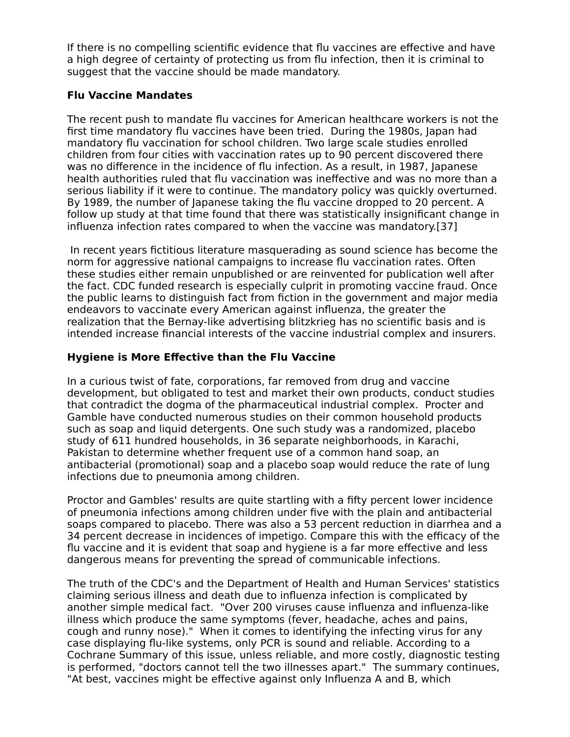If there is no compelling scientific evidence that flu vaccines are effective and have a high degree of certainty of protecting us from flu infection, then it is criminal to suggest that the vaccine should be made mandatory.

**Flu Vaccine Mandates**

The recent push to mandate flu vaccines for American healthcare workers is not the first time mandatory flu vaccines have been tried. During the 1980s, Japan had mandatory flu vaccination for school children. Two large scale studies enrolled children from four cities with vaccination rates up to 90 percent discovered there was no difference in the incidence of flu infection. As a result, in 1987, Japanese health authorities ruled that flu vaccination was ineffective and was no more than a serious liability if it were to continue. The mandatory policy was quickly overturned. By 1989, the number of Japanese taking the flu vaccine dropped to 20 percent. A follow up study at that time found that there was statistically insignificant change in influenza infection rates compared to when the vaccine was mandatory.[37]

In recent years fictitious literature masquerading as sound science has become the norm for aggressive national campaigns to increase flu vaccination rates. Often these studies either remain unpublished or are reinvented for publication well after the fact. CDC funded research is especially culprit in promoting vaccine fraud. Once the public learns to distinguish fact from fiction in the government and major media endeavors to vaccinate every American against influenza, the greater the realization that the Bernay-like advertising blitzkrieg has no scientific basis and is intended increase financial interests of the vaccine industrial complex and insurers.

**Hygiene is More Effective than the Flu Vaccine**

In a curious twist of fate, corporations, far removed from drug and vaccine development, but obligated to test and market their own products, conduct studies that contradict the dogma of the pharmaceutical industrial complex. Procter and Gamble have conducted numerous studies on their common household products such as soap and liquid detergents. One such study was a randomized, placebo study of 611 hundred households, in 36 separate neighborhoods, in Karachi, Pakistan to determine whether frequent use of a common hand soap, an antibacterial (promotional) soap and a placebo soap would reduce the rate of lung infections due to pneumonia among children.

Proctor and Gambles' results are quite startling with a fifty percent lower incidence of pneumonia infections among children under five with the plain and antibacterial soaps compared to placebo. There was also a 53 percent reduction in diarrhea and a 34 percent decrease in incidences of impetigo. Compare this with the efficacy of the flu vaccine and it is evident that soap and hygiene is a far more effective and less dangerous means for preventing the spread of communicable infections.

The truth of the CDC's and the Department of Health and Human Services' statistics claiming serious illness and death due to influenza infection is complicated by another simple medical fact. "Over 200 viruses cause influenza and influenza-like illness which produce the same symptoms (fever, headache, aches and pains, cough and runny nose)." When it comes to identifying the infecting virus for any case displaying flu-like systems, only PCR is sound and reliable. According to a Cochrane Summary of this issue, unless reliable, and more costly, diagnostic testing is performed, "doctors cannot tell the two illnesses apart." The summary continues, "At best, vaccines might be effective against only Influenza A and B, which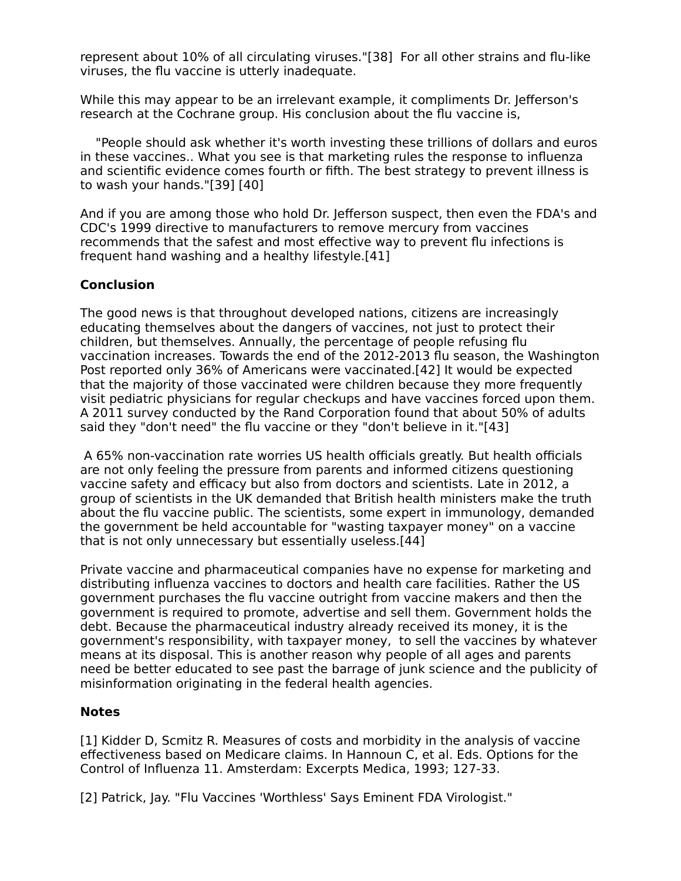represent about 10% of all circulating viruses."[38] For all other strains and flu-like viruses, the flu vaccine is utterly inadequate.

While this may appear to be an irrelevant example, it compliments Dr. Jefferson's research at the Cochrane group. His conclusion about the flu vaccine is,

> "People should ask whether it's worth investing these trillions of dollars and euros in these vaccines.. What you see is that marketing rules the response to influenza and scientific evidence comes fourth or fifth. The best strategy to prevent illness is to wash your hands."[39] [40]

And if you are among those who hold Dr. Jefferson suspect, then even the FDA's and CDC's 1999 directive to manufacturers to remove mercury from vaccines recommends that the safest and most effective way to prevent flu infections is frequent hand washing and a healthy lifestyle.[41]

## Conclusion

The good news is that throughout developed nations, citizens are increasingly educating themselves about the dangers of vaccines, not just to protect their children, but themselves. Annually, the percentage of people refusing flu vaccination increases. Towards the end of the 2012-2013 flu season, the Washington Post reported only 36% of Americans were vaccinated.[42] It would be expected that the majority of those vaccinated were children because they more frequently visit pediatric physicians for regular checkups and have vaccines forced upon them. A 2011 survey conducted by the Rand Corporation found that about 50% of adults said they "don't need" the flu vaccine or they "don't believe in it."[43]

A 65% non-vaccination rate worries US health officials greatly. But health officials are not only feeling the pressure from parents and informed citizens questioning vaccine safety and efficacy but also from doctors and scientists. Late in 2012, a group of scientists in the UK demanded that British health ministers make the truth about the flu vaccine public. The scientists, some expert in immunology, demanded the government be held accountable for "wasting taxpayer money" on a vaccine that is not only unnecessary but essentially useless.[44]

Private vaccine and pharmaceutical companies have no expense for marketing and distributing influenza vaccines to doctors and health care facilities. Rather the US government purchases the flu vaccine outright from vaccine makers and then the government is required to promote, advertise and sell them. Government holds the debt. Because the pharmaceutical industry already received its money, it is the government's responsibility, with taxpayer money, to sell the vaccines by whatever means at its disposal. This is another reason why people of all ages and parents need be better educated to see past the barrage of junk science and the publicity of misinformation originating in the federal health agencies.

## Notes

[1] Kidder D, Scmitz R. Measures of costs and morbidity in the analysis of vaccine effectiveness based on Medicare claims. In Hannoun C, et al. Eds. Options for the Control of Influenza 11. Amsterdam: Excerpts Medica, 1993; 127-33.

[2] Patrick, Jay. "Flu Vaccines 'Worthless' Says Eminent FDA Virologist."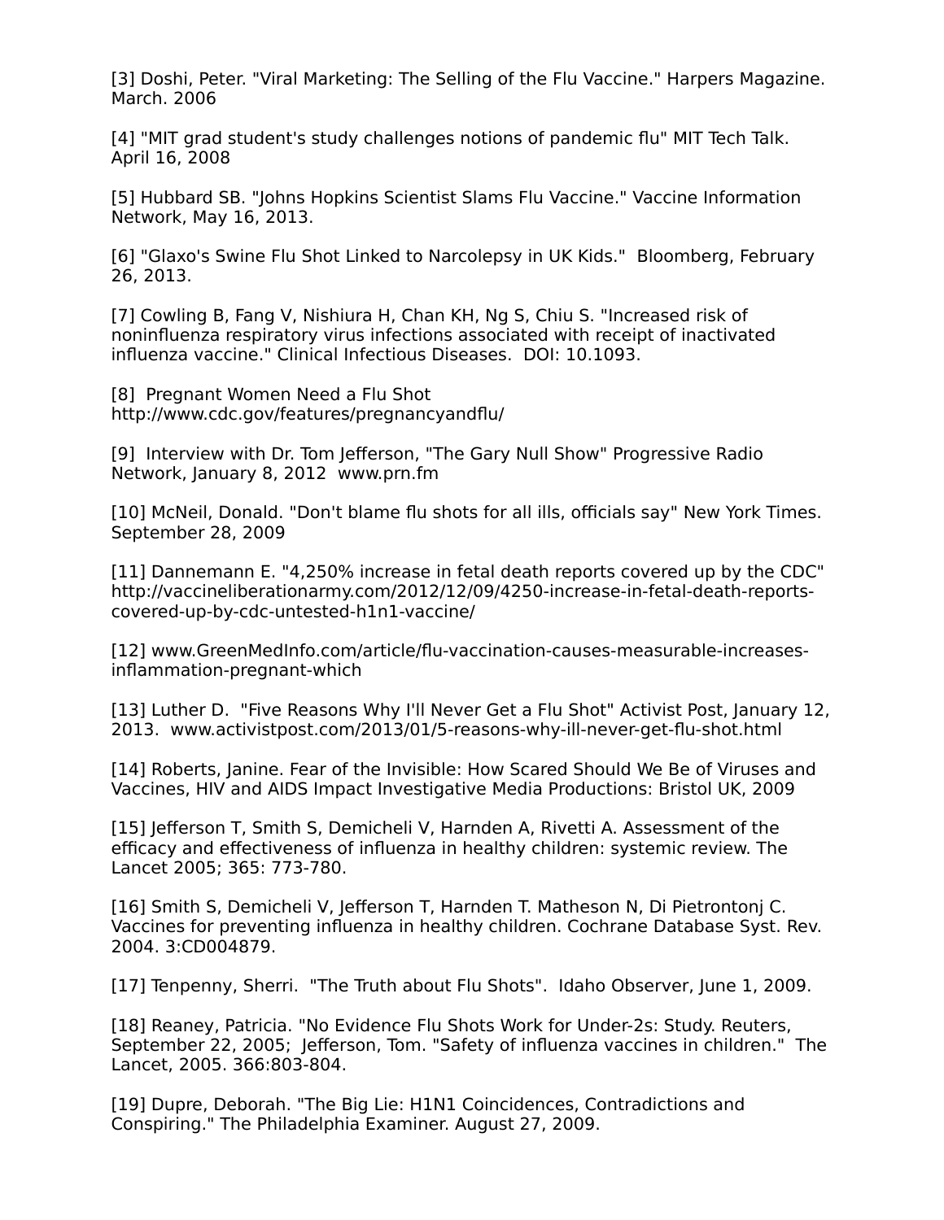[3] Doshi, Peter. "Viral Marketing: The Selling of the Flu Vaccine." Harpers Magazine. March. 2006

[4] "MIT grad student's study challenges notions of pandemic flu" MIT Tech Talk. April 16, 2008

[5] Hubbard SB. "Johns Hopkins Scientist Slams Flu Vaccine." Vaccine Information Network, May 16, 2013.

[6] "Glaxo's Swine Flu Shot Linked to Narcolepsy in UK Kids." Bloomberg, February 26, 2013.

[7] Cowling B, Fang V, Nishiura H, Chan KH, Ng S, Chiu S. "Increased risk of noninfluenza respiratory virus infections associated with receipt of inactivated influenza vaccine." Clinical Infectious Diseases. DOI: 10.1093.

[8] Pregnant Women Need a Flu Shot http://www.cdc.gov/features/pregnancyandflu/

[9] Interview with Dr. Tom Jefferson, "The Gary Null Show" Progressive Radio Network, January 8, 2012 www.prn.fm

[10] McNeil, Donald. "Don't blame flu shots for all ills, officials say" New York Times. September 28, 2009

[11] Dannemann E. "4,250% increase in fetal death reports covered up by the CDC" http://vaccineliberationarmy.com/2012/12/09/4250-increase-in-fetal-death-reports-covered-up-by-cdc-untested-h1n1-vaccine/

[12] www.GreenMedInfo.com/article/flu-vaccination-causes-measurable-increases-inflammation-pregnant-which

[13] Luther D. "Five Reasons Why I'll Never Get a Flu Shot" Activist Post, January 12, 2013. www.activistpost.com/2013/01/5-reasons-why-ill-never-get-flu-shot.html

[14] Roberts, Janine. Fear of the Invisible: How Scared Should We Be of Viruses and Vaccines, HIV and AIDS Impact Investigative Media Productions: Bristol UK, 2009

[15] Jefferson T, Smith S, Demicheli V, Harnden A, Rivetti A. Assessment of the efficacy and effectiveness of influenza in healthy children: systemic review. The Lancet 2005; 365: 773-780.

[16] Smith S, Demicheli V, Jefferson T, Harnden T. Matheson N, Di Pietrontonj C. Vaccines for preventing influenza in healthy children. Cochrane Database Syst. Rev. 2004. 3:CD004879.

[17] Tenpenny, Sherri. "The Truth about Flu Shots". Idaho Observer, June 1, 2009.

[18] Reaney, Patricia. "No Evidence Flu Shots Work for Under-2s: Study. Reuters, September 22, 2005; Jefferson, Tom. "Safety of influenza vaccines in children." The Lancet, 2005. 366:803-804.

[19] Dupre, Deborah. "The Big Lie: H1N1 Coincidences, Contradictions and Conspiring." The Philadelphia Examiner. August 27, 2009.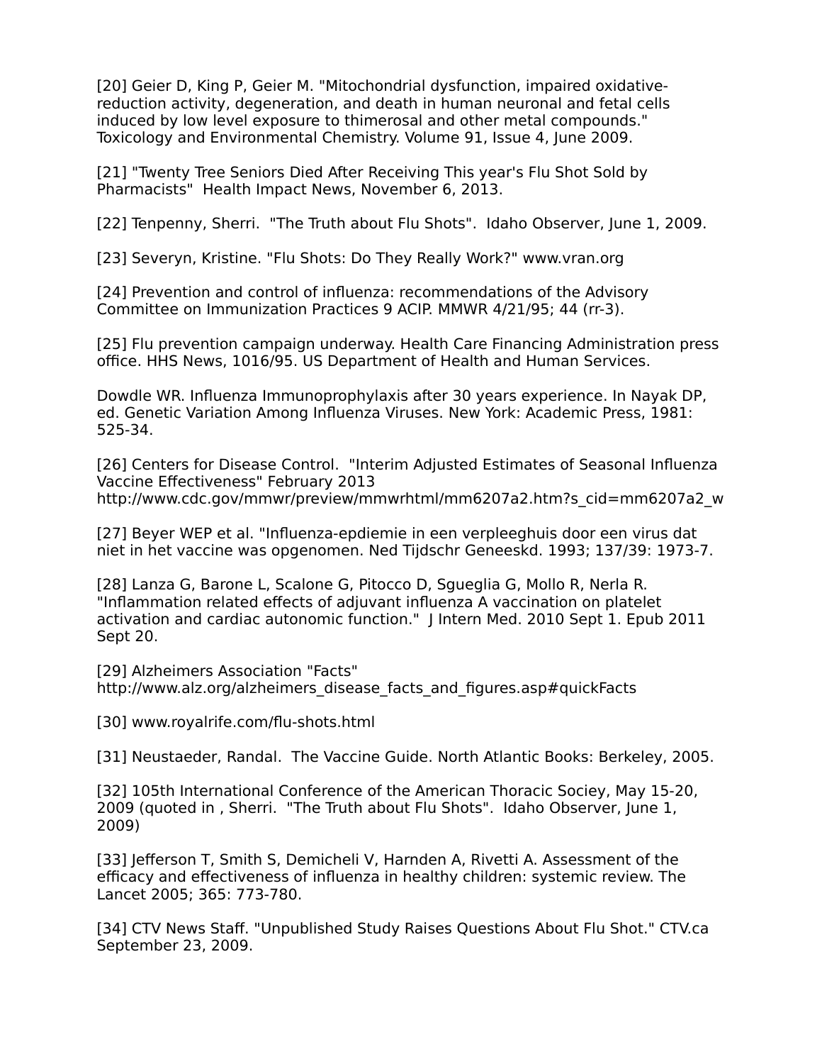[20] Geier D, King P, Geier M. "Mitochondrial dysfunction, impaired oxidative-reduction activity, degeneration, and death in human neuronal and fetal cells induced by low level exposure to thimerosal and other metal compounds." Toxicology and Environmental Chemistry. Volume 91, Issue 4, June 2009.

[21] "Twenty Tree Seniors Died After Receiving This year's Flu Shot Sold by Pharmacists" Health Impact News, November 6, 2013.

[22] Tenpenny, Sherri. "The Truth about Flu Shots". Idaho Observer, June 1, 2009.

[23] Severyn, Kristine. "Flu Shots: Do They Really Work?" www.vran.org

[24] Prevention and control of influenza: recommendations of the Advisory Committee on Immunization Practices 9 ACIP. MMWR 4/21/95; 44 (rr-3).

[25] Flu prevention campaign underway. Health Care Financing Administration press office. HHS News, 1016/95. US Department of Health and Human Services.

Dowdle WR. Influenza Immunoprophylaxis after 30 years experience. In Nayak DP, ed. Genetic Variation Among Influenza Viruses. New York: Academic Press, 1981: 525-34.

[26] Centers for Disease Control. "Interim Adjusted Estimates of Seasonal Influenza Vaccine Effectiveness" February 2013 http://www.cdc.gov/mmwr/preview/mmwrhtml/mm6207a2.htm?s_cid=mm6207a2_w

[27] Beyer WEP et al. "Influenza-epdiemie in een verpleeghuis door een virus dat niet in het vaccine was opgenomen. Ned Tijdschr Geneeskd. 1993; 137/39: 1973-7.

[28] Lanza G, Barone L, Scalone G, Pitocco D, Sgueglia G, Mollo R, Nerla R. "Inflammation related effects of adjuvant influenza A vaccination on platelet activation and cardiac autonomic function." J Intern Med. 2010 Sept 1. Epub 2011 Sept 20.

[29] Alzheimers Association "Facts" http://www.alz.org/alzheimers_disease_facts_and_figures.asp#quickFacts

[30] www.royalrife.com/flu-shots.html

[31] Neustaeder, Randal. The Vaccine Guide. North Atlantic Books: Berkeley, 2005.

[32] 105th International Conference of the American Thoracic Sociey, May 15-20, 2009 (quoted in , Sherri. "The Truth about Flu Shots". Idaho Observer, June 1, 2009)

[33] Jefferson T, Smith S, Demicheli V, Harnden A, Rivetti A. Assessment of the efficacy and effectiveness of influenza in healthy children: systemic review. The Lancet 2005; 365: 773-780.

[34] CTV News Staff. "Unpublished Study Raises Questions About Flu Shot." CTV.ca September 23, 2009.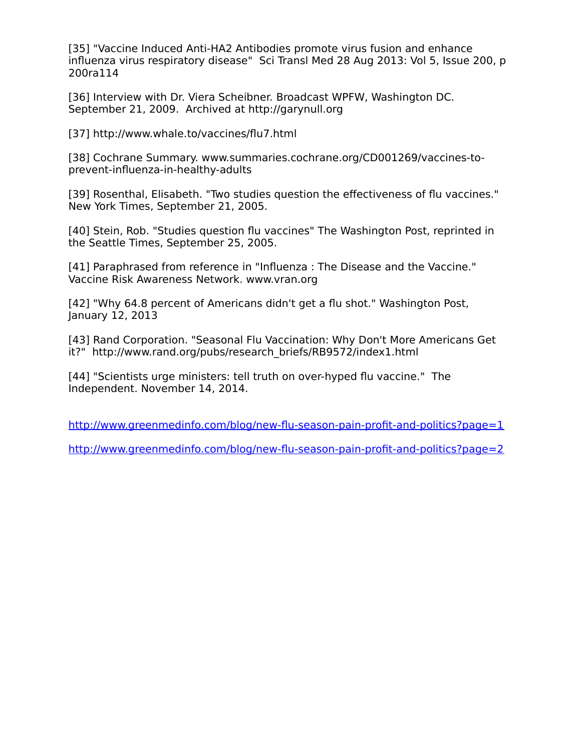[35] "Vaccine Induced Anti-HA2 Antibodies promote virus fusion and enhance influenza virus respiratory disease" Sci Transl Med 28 Aug 2013: Vol 5, Issue 200, p 200ra114

[36] Interview with Dr. Viera Scheibner. Broadcast WPFW, Washington DC. September 21, 2009. Archived at http://garynull.org

[37] http://www.whale.to/vaccines/flu7.html

[38] Cochrane Summary. www.summaries.cochrane.org/CD001269/vaccines-to-prevent-influenza-in-healthy-adults

[39] Rosenthal, Elisabeth. "Two studies question the effectiveness of flu vaccines." New York Times, September 21, 2005.

[40] Stein, Rob. "Studies question flu vaccines" The Washington Post, reprinted in the Seattle Times, September 25, 2005.

[41] Paraphrased from reference in "Influenza : The Disease and the Vaccine." Vaccine Risk Awareness Network. www.vran.org

[42] "Why 64.8 percent of Americans didn't get a flu shot." Washington Post, January 12, 2013

[43] Rand Corporation. "Seasonal Flu Vaccination: Why Don't More Americans Get it?" http://www.rand.org/pubs/research_briefs/RB9572/index1.html

[44] "Scientists urge ministers: tell truth on over-hyped flu vaccine." The Independent. November 14, 2014.

http://www.greenmedinfo.com/blog/new-flu-season-pain-profit-and-politics?page=1

http://www.greenmedinfo.com/blog/new-flu-season-pain-profit-and-politics?page=2